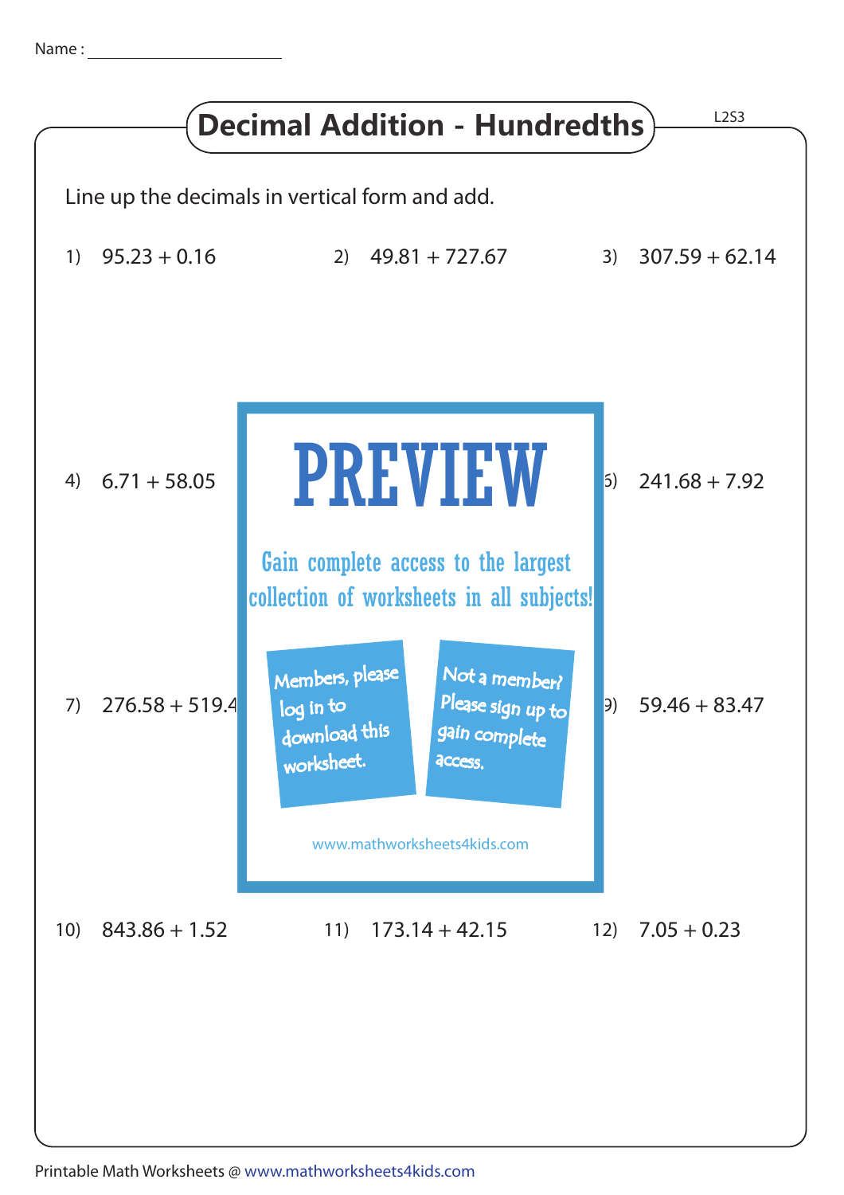Name : ____________________

# Decimal Addition - Hundredths

L2S3

Line up the decimals in vertical form and add.

1) 95.23 + 0.16

2) 49.81 + 727.67

3) 307.59 + 62.14

4) 6.71 + 58.05

6) 241.68 + 7.92

7) 276.58 + 519.4

9) 59.46 + 83.47

PREVIEW

Gain complete access to the largest collection of worksheets in all subjects!

Members, please log in to download this worksheet.

Not a member? Please sign up to gain complete access.

www.mathworksheets4kids.com

10) 843.86 + 1.52

11) 173.14 + 42.15

12) 7.05 + 0.23

Printable Math Worksheets @ www.mathworksheets4kids.com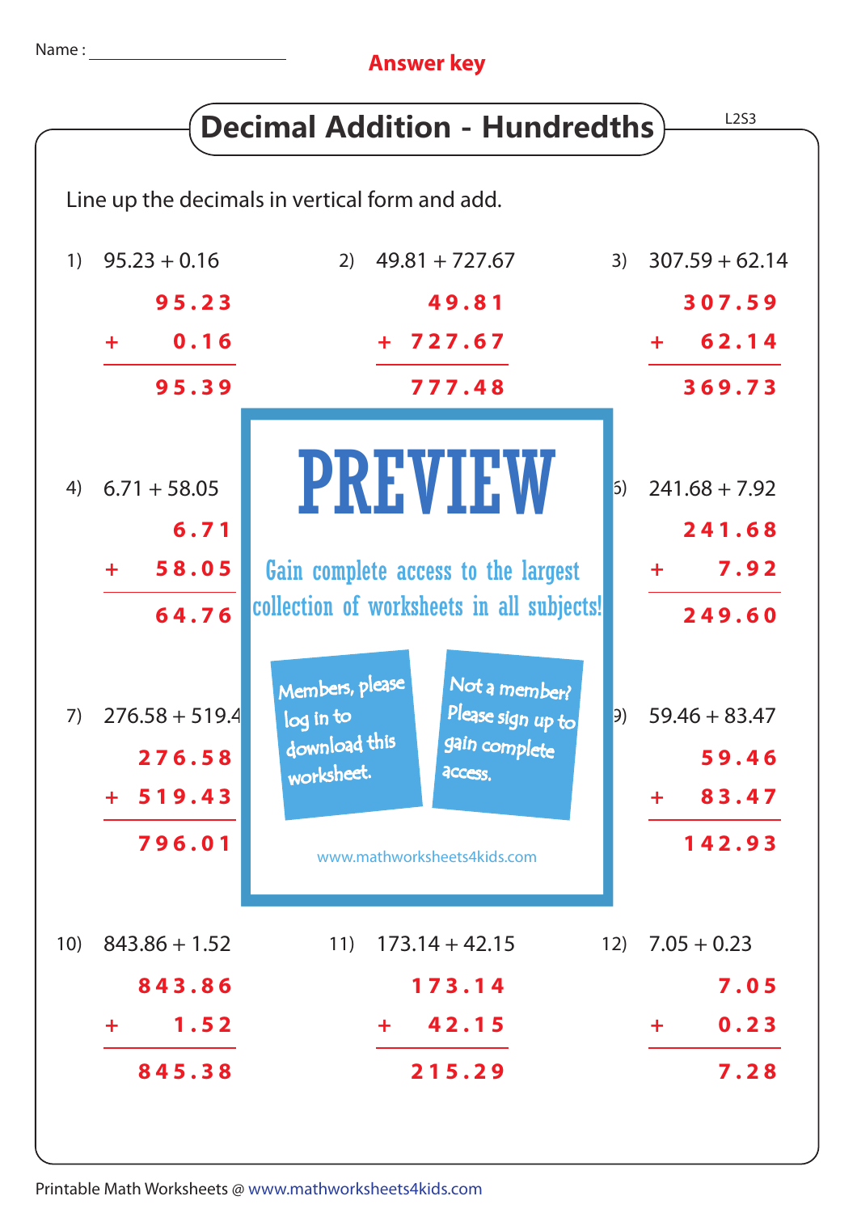Name :

**Answer key**

# Decimal Addition - Hundredths

L2S3

Line up the decimals in vertical form and add.

1) $95.23 + 0.16$

```
   95.23
+   0.16
--------
   95.39
```

2) $49.81 + 727.67$

```
   49.81
+ 727.67
--------
  777.48
```

3) $307.59 + 62.14$

```
  307.59
+  62.14
--------
  369.73
```

4) $6.71 + 58.05$

```
    6.71
+  58.05
--------
   64.76
```

6) $241.68 + 7.92$

```
  241.68
+   7.92
--------
  249.60
```

7) $276.58 + 519.4$

```
  276.58
+ 519.43
--------
  796.01
```

9) $59.46 + 83.47$

```
   59.46
+  83.47
--------
  142.93
```

10) $843.86 + 1.52$

```
  843.86
+   1.52
--------
  845.38
```

11) $173.14 + 42.15$

```
  173.14
+  42.15
--------
  215.29
```

12) $7.05 + 0.23$

```
    7.05
+   0.23
--------
    7.28
```

PREVIEW

Gain complete access to the largest collection of worksheets in all subjects!

Members, please log in to download this worksheet.

Not a member? Please sign up to gain complete access.

www.mathworksheets4kids.com

Printable Math Worksheets @ www.mathworksheets4kids.com